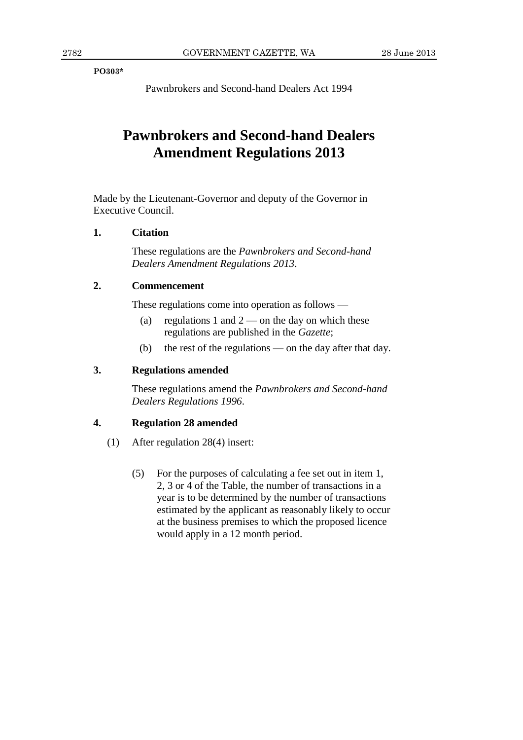**PO303***

Pawnbrokers and Second-hand Dealers Act 1994

# Pawnbrokers and Second-hand Dealers Amendment Regulations 2013

Made by the Lieutenant-Governor and deputy of the Governor in Executive Council.

### 1. Citation

These regulations are the *Pawnbrokers and Second-hand Dealers Amendment Regulations 2013*.

### 2. Commencement

These regulations come into operation as follows —

(a) regulations 1 and 2 — on the day on which these regulations are published in the *Gazette*;

(b) the rest of the regulations — on the day after that day.

### 3. Regulations amended

These regulations amend the *Pawnbrokers and Second-hand Dealers Regulations 1996*.

### 4. Regulation 28 amended

(1) After regulation 28(4) insert:

> (5) For the purposes of calculating a fee set out in item 1, 2, 3 or 4 of the Table, the number of transactions in a year is to be determined by the number of transactions estimated by the applicant as reasonably likely to occur at the business premises to which the proposed licence would apply in a 12 month period.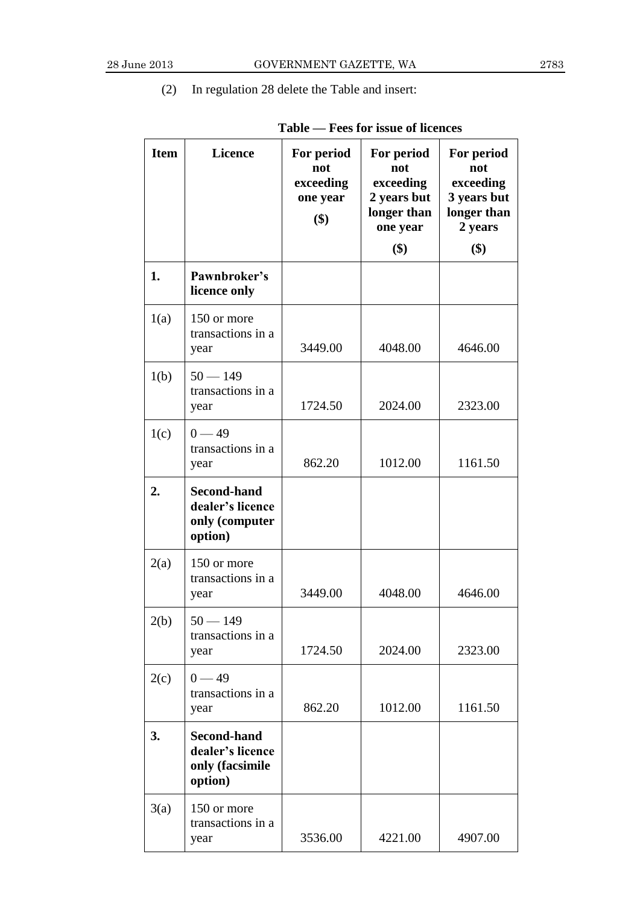(2) In regulation 28 delete the Table and insert:

**Table — Fees for issue of licences**

| Item | Licence | For period not exceeding one year ($) | For period not exceeding 2 years but longer than one year ($) | For period not exceeding 3 years but longer than 2 years ($) |
|---|---|---|---|---|
| **1.** | **Pawnbroker's licence only** | | | |
| 1(a) | 150 or more transactions in a year | 3449.00 | 4048.00 | 4646.00 |
| 1(b) | 50 — 149 transactions in a year | 1724.50 | 2024.00 | 2323.00 |
| 1(c) | 0 — 49 transactions in a year | 862.20 | 1012.00 | 1161.50 |
| **2.** | **Second-hand dealer's licence only (computer option)** | | | |
| 2(a) | 150 or more transactions in a year | 3449.00 | 4048.00 | 4646.00 |
| 2(b) | 50 — 149 transactions in a year | 1724.50 | 2024.00 | 2323.00 |
| 2(c) | 0 — 49 transactions in a year | 862.20 | 1012.00 | 1161.50 |
| **3.** | **Second-hand dealer's licence only (facsimile option)** | | | |
| 3(a) | 150 or more transactions in a year | 3536.00 | 4221.00 | 4907.00 |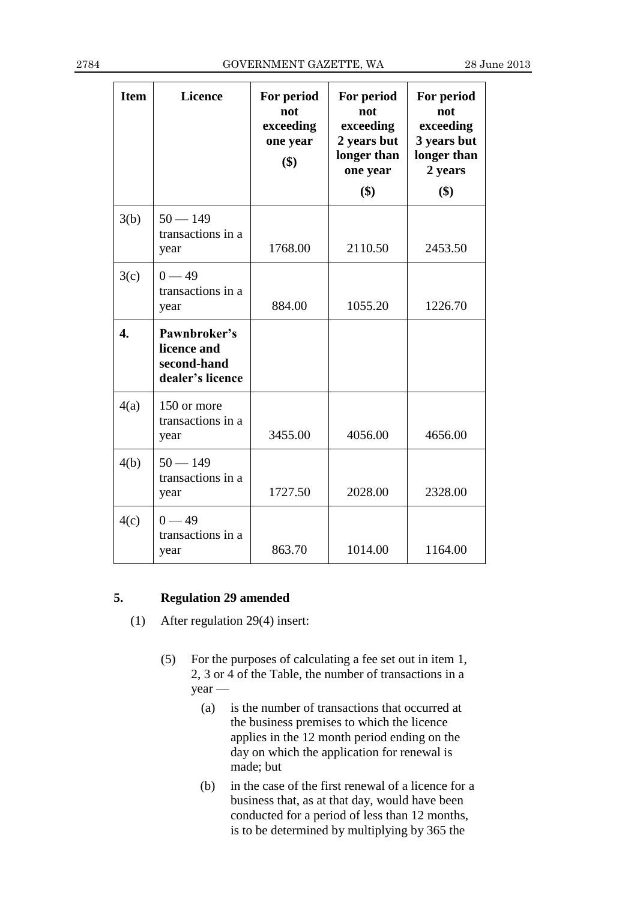| Item | Licence | For period not exceeding one year ($) | For period not exceeding 2 years but longer than one year ($) | For period not exceeding 3 years but longer than 2 years ($) |
|---|---|---|---|---|
| 3(b) | 50 — 149 transactions in a year | 1768.00 | 2110.50 | 2453.50 |
| 3(c) | 0 — 49 transactions in a year | 884.00 | 1055.20 | 1226.70 |
| **4.** | **Pawnbroker's licence and second-hand dealer's licence** | | | |
| 4(a) | 150 or more transactions in a year | 3455.00 | 4056.00 | 4656.00 |
| 4(b) | 50 — 149 transactions in a year | 1727.50 | 2028.00 | 2328.00 |
| 4(c) | 0 — 49 transactions in a year | 863.70 | 1014.00 | 1164.00 |

## 5. Regulation 29 amended

(1) After regulation 29(4) insert:

(5) For the purposes of calculating a fee set out in item 1, 2, 3 or 4 of the Table, the number of transactions in a year —

(a) is the number of transactions that occurred at the business premises to which the licence applies in the 12 month period ending on the day on which the application for renewal is made; but

(b) in the case of the first renewal of a licence for a business that, as at that day, would have been conducted for a period of less than 12 months, is to be determined by multiplying by 365 the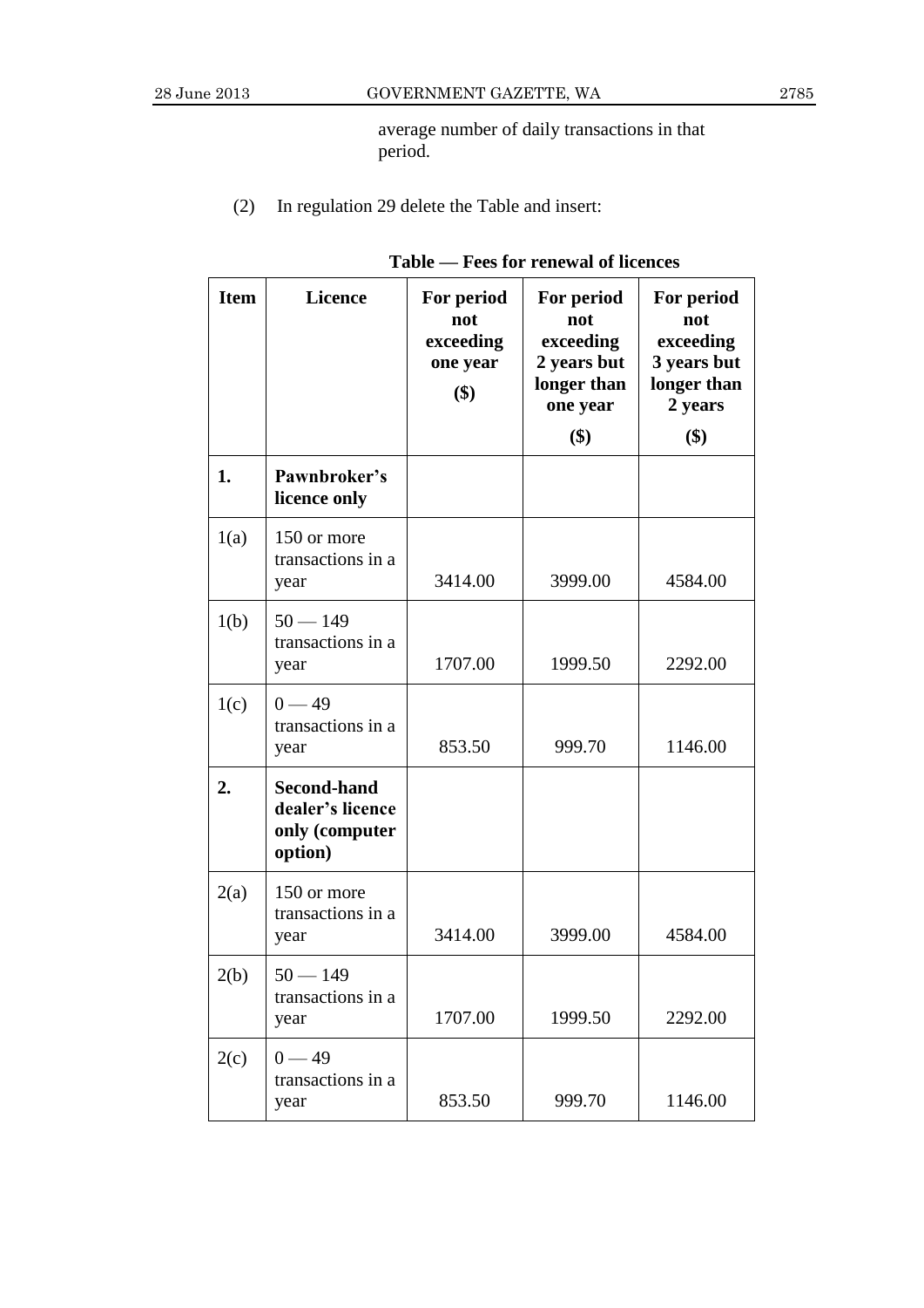average number of daily transactions in that period.

(2) In regulation 29 delete the Table and insert:

**Table — Fees for renewal of licences**

| Item | Licence | For period not exceeding one year ($) | For period not exceeding 2 years but longer than one year ($) | For period not exceeding 3 years but longer than 2 years ($) |
|---|---|---|---|---|
| **1.** | **Pawnbroker's licence only** | | | |
| 1(a) | 150 or more transactions in a year | 3414.00 | 3999.00 | 4584.00 |
| 1(b) | 50 — 149 transactions in a year | 1707.00 | 1999.50 | 2292.00 |
| 1(c) | 0 — 49 transactions in a year | 853.50 | 999.70 | 1146.00 |
| **2.** | **Second-hand dealer's licence only (computer option)** | | | |
| 2(a) | 150 or more transactions in a year | 3414.00 | 3999.00 | 4584.00 |
| 2(b) | 50 — 149 transactions in a year | 1707.00 | 1999.50 | 2292.00 |
| 2(c) | 0 — 49 transactions in a year | 853.50 | 999.70 | 1146.00 |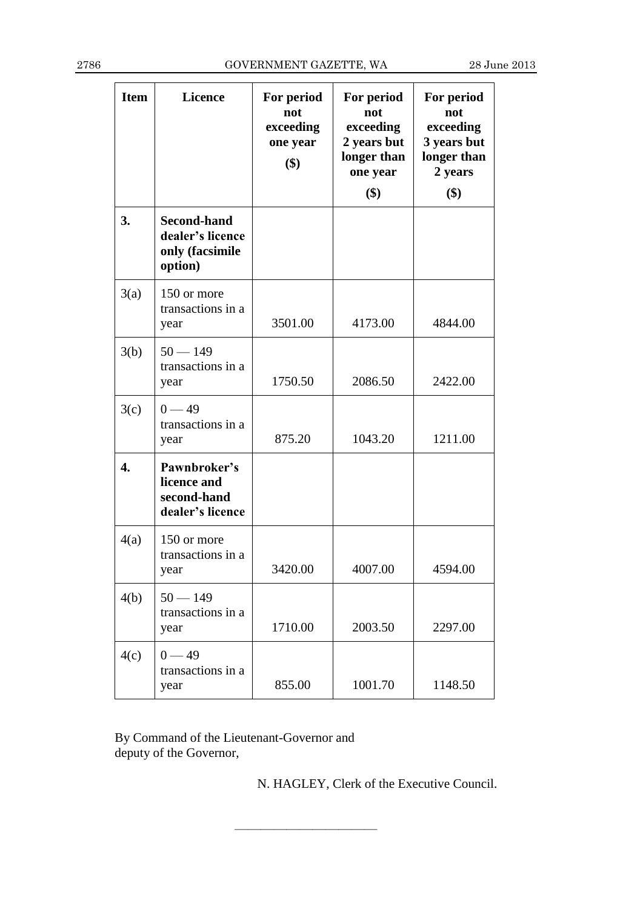| Item | Licence | For period not exceeding one year ($) | For period not exceeding 2 years but longer than one year ($) | For period not exceeding 3 years but longer than 2 years ($) |
|---|---|---|---|---|
| **3.** | **Second-hand dealer's licence only (facsimile option)** | | | |
| 3(a) | 150 or more transactions in a year | 3501.00 | 4173.00 | 4844.00 |
| 3(b) | 50 — 149 transactions in a year | 1750.50 | 2086.50 | 2422.00 |
| 3(c) | 0 — 49 transactions in a year | 875.20 | 1043.20 | 1211.00 |
| **4.** | **Pawnbroker's licence and second-hand dealer's licence** | | | |
| 4(a) | 150 or more transactions in a year | 3420.00 | 4007.00 | 4594.00 |
| 4(b) | 50 — 149 transactions in a year | 1710.00 | 2003.50 | 2297.00 |
| 4(c) | 0 — 49 transactions in a year | 855.00 | 1001.70 | 1148.50 |

By Command of the Lieutenant-Governor and deputy of the Governor,

N. HAGLEY, Clerk of the Executive Council.

---